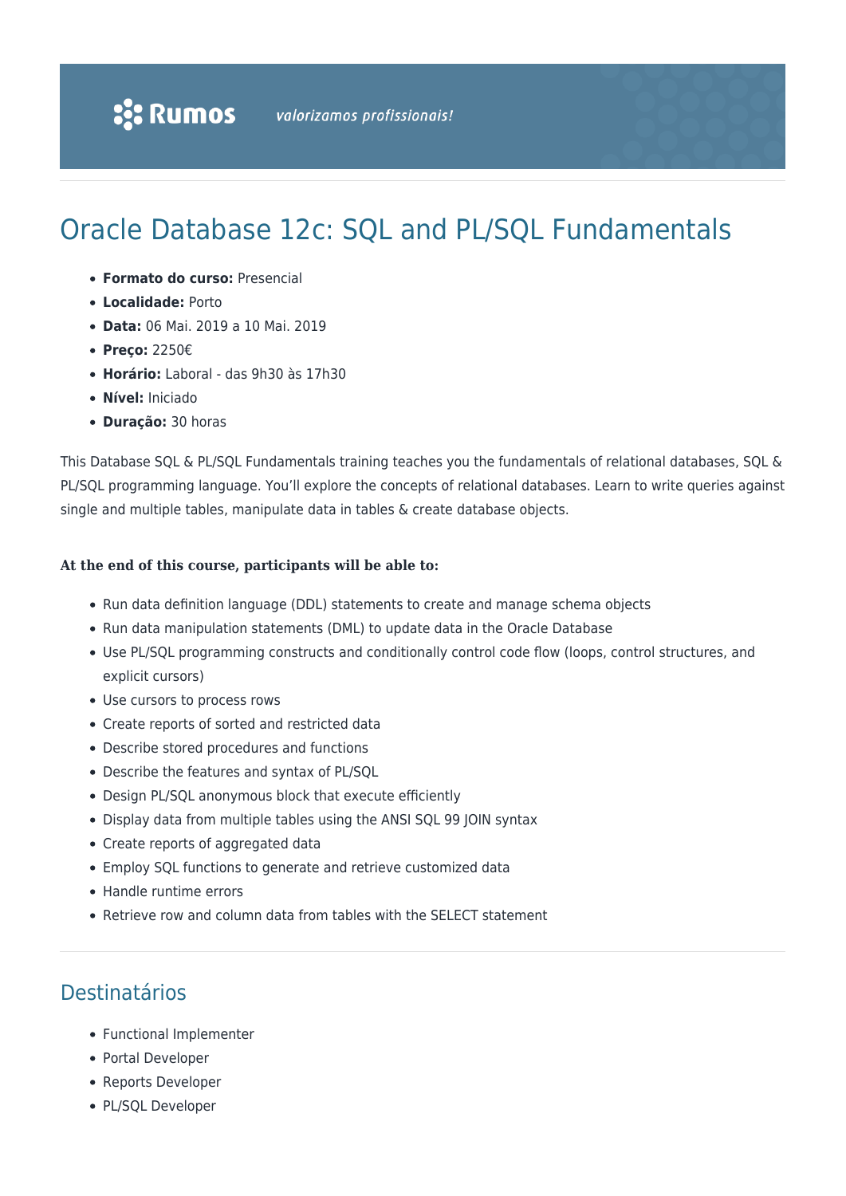Rumos *valorizamos profissionais!*

# Oracle Database 12c: SQL and PL/SQL Fundamentals

- **Formato do curso:** Presencial
- **Localidade:** Porto
- **Data:** 06 Mai. 2019 a 10 Mai. 2019
- **Preço:** 2250€
- **Horário:** Laboral - das 9h30 às 17h30
- **Nível:** Iniciado
- **Duração:** 30 horas

This Database SQL & PL/SQL Fundamentals training teaches you the fundamentals of relational databases, SQL & PL/SQL programming language. You'll explore the concepts of relational databases. Learn to write queries against single and multiple tables, manipulate data in tables & create database objects.

**At the end of this course, participants will be able to:**

- Run data definition language (DDL) statements to create and manage schema objects
- Run data manipulation statements (DML) to update data in the Oracle Database
- Use PL/SQL programming constructs and conditionally control code flow (loops, control structures, and explicit cursors)
- Use cursors to process rows
- Create reports of sorted and restricted data
- Describe stored procedures and functions
- Describe the features and syntax of PL/SQL
- Design PL/SQL anonymous block that execute efficiently
- Display data from multiple tables using the ANSI SQL 99 JOIN syntax
- Create reports of aggregated data
- Employ SQL functions to generate and retrieve customized data
- Handle runtime errors
- Retrieve row and column data from tables with the SELECT statement

## Destinatários

- Functional Implementer
- Portal Developer
- Reports Developer
- PL/SQL Developer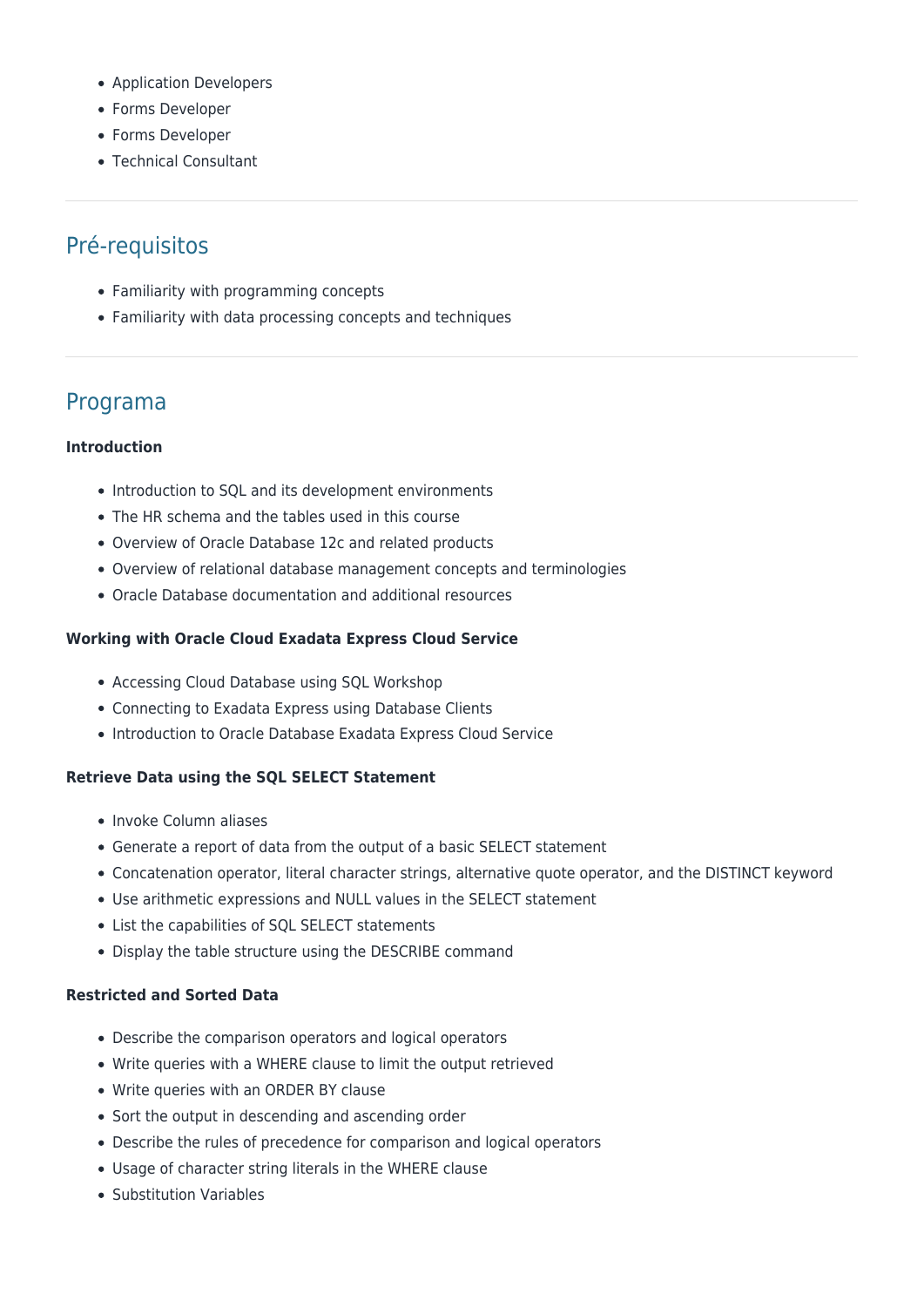- Application Developers
- Forms Developer
- Forms Developer
- Technical Consultant

## Pré-requisitos

- Familiarity with programming concepts
- Familiarity with data processing concepts and techniques

## Programa

**Introduction**

- Introduction to SQL and its development environments
- The HR schema and the tables used in this course
- Overview of Oracle Database 12c and related products
- Overview of relational database management concepts and terminologies
- Oracle Database documentation and additional resources

**Working with Oracle Cloud Exadata Express Cloud Service**

- Accessing Cloud Database using SQL Workshop
- Connecting to Exadata Express using Database Clients
- Introduction to Oracle Database Exadata Express Cloud Service

**Retrieve Data using the SQL SELECT Statement**

- Invoke Column aliases
- Generate a report of data from the output of a basic SELECT statement
- Concatenation operator, literal character strings, alternative quote operator, and the DISTINCT keyword
- Use arithmetic expressions and NULL values in the SELECT statement
- List the capabilities of SQL SELECT statements
- Display the table structure using the DESCRIBE command

**Restricted and Sorted Data**

- Describe the comparison operators and logical operators
- Write queries with a WHERE clause to limit the output retrieved
- Write queries with an ORDER BY clause
- Sort the output in descending and ascending order
- Describe the rules of precedence for comparison and logical operators
- Usage of character string literals in the WHERE clause
- Substitution Variables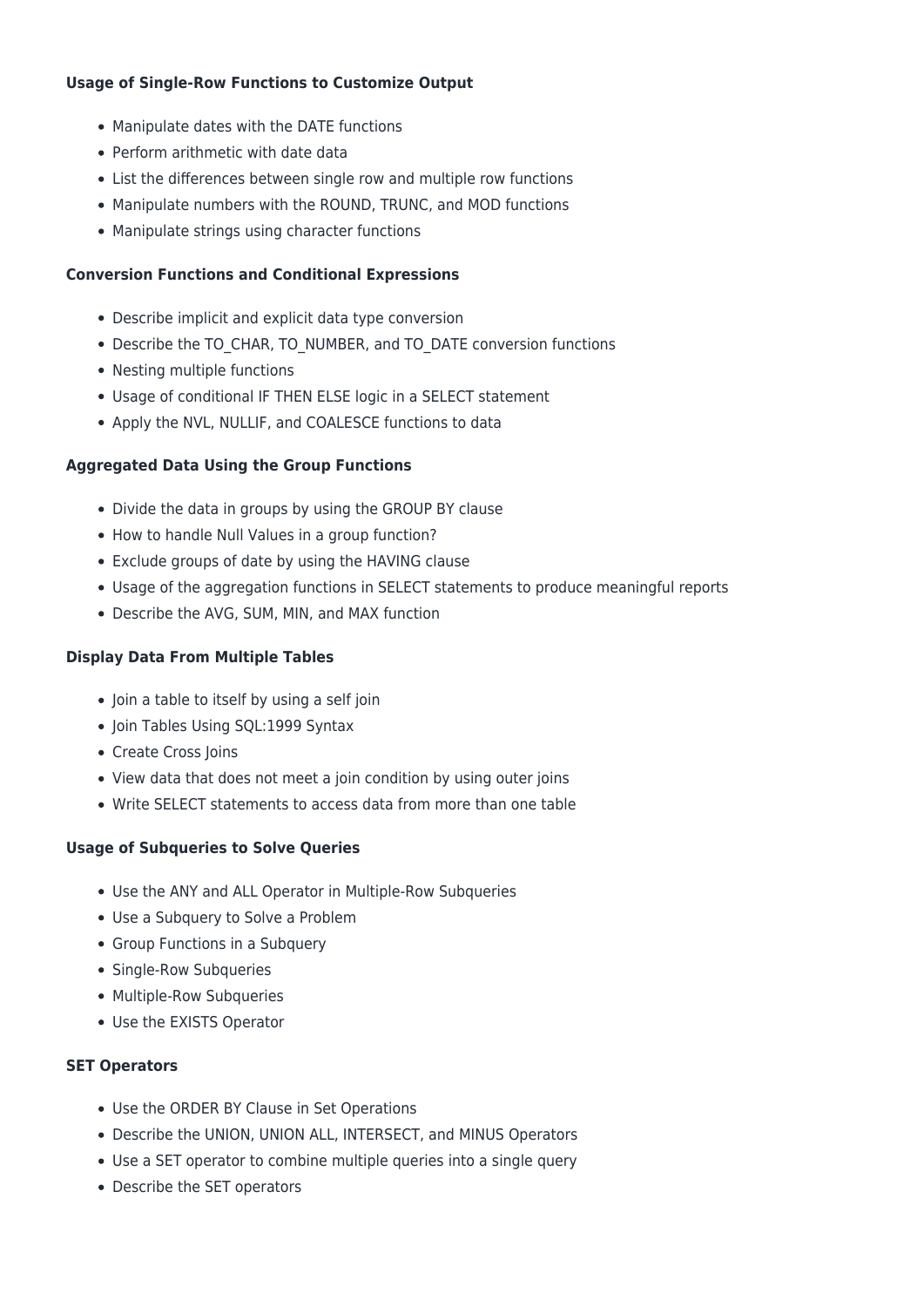**Usage of Single-Row Functions to Customize Output**

- Manipulate dates with the DATE functions
- Perform arithmetic with date data
- List the differences between single row and multiple row functions
- Manipulate numbers with the ROUND, TRUNC, and MOD functions
- Manipulate strings using character functions

**Conversion Functions and Conditional Expressions**

- Describe implicit and explicit data type conversion
- Describe the TO_CHAR, TO_NUMBER, and TO_DATE conversion functions
- Nesting multiple functions
- Usage of conditional IF THEN ELSE logic in a SELECT statement
- Apply the NVL, NULLIF, and COALESCE functions to data

**Aggregated Data Using the Group Functions**

- Divide the data in groups by using the GROUP BY clause
- How to handle Null Values in a group function?
- Exclude groups of date by using the HAVING clause
- Usage of the aggregation functions in SELECT statements to produce meaningful reports
- Describe the AVG, SUM, MIN, and MAX function

**Display Data From Multiple Tables**

- Join a table to itself by using a self join
- Join Tables Using SQL:1999 Syntax
- Create Cross Joins
- View data that does not meet a join condition by using outer joins
- Write SELECT statements to access data from more than one table

**Usage of Subqueries to Solve Queries**

- Use the ANY and ALL Operator in Multiple-Row Subqueries
- Use a Subquery to Solve a Problem
- Group Functions in a Subquery
- Single-Row Subqueries
- Multiple-Row Subqueries
- Use the EXISTS Operator

**SET Operators**

- Use the ORDER BY Clause in Set Operations
- Describe the UNION, UNION ALL, INTERSECT, and MINUS Operators
- Use a SET operator to combine multiple queries into a single query
- Describe the SET operators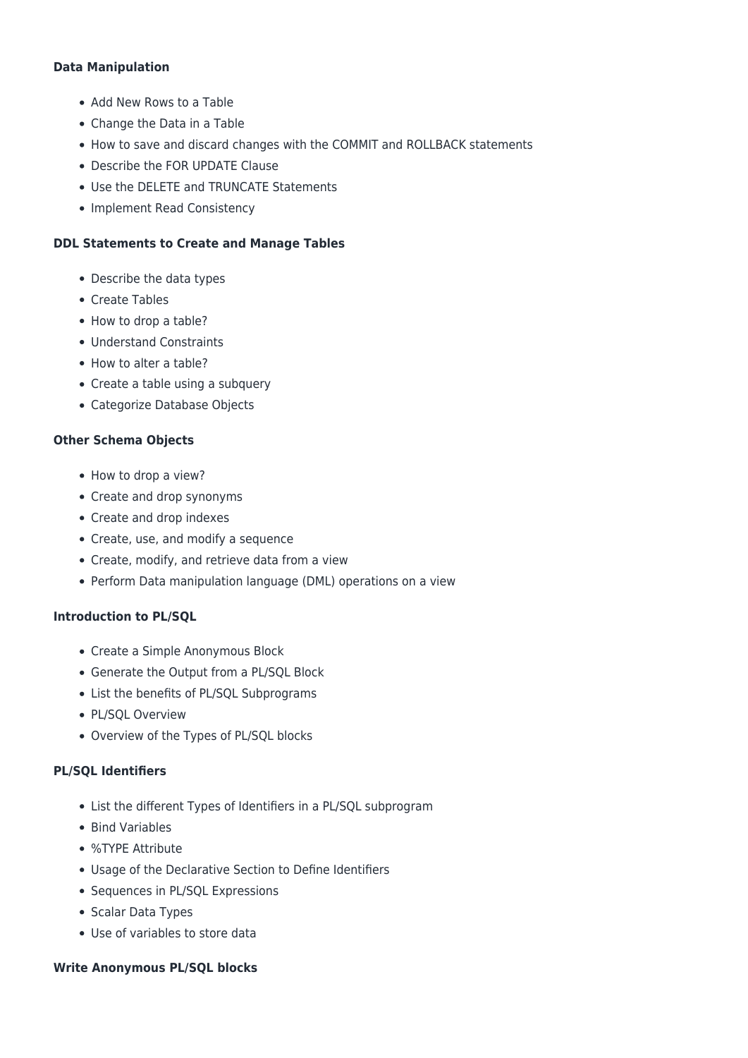**Data Manipulation**

- Add New Rows to a Table
- Change the Data in a Table
- How to save and discard changes with the COMMIT and ROLLBACK statements
- Describe the FOR UPDATE Clause
- Use the DELETE and TRUNCATE Statements
- Implement Read Consistency

**DDL Statements to Create and Manage Tables**

- Describe the data types
- Create Tables
- How to drop a table?
- Understand Constraints
- How to alter a table?
- Create a table using a subquery
- Categorize Database Objects

**Other Schema Objects**

- How to drop a view?
- Create and drop synonyms
- Create and drop indexes
- Create, use, and modify a sequence
- Create, modify, and retrieve data from a view
- Perform Data manipulation language (DML) operations on a view

**Introduction to PL/SQL**

- Create a Simple Anonymous Block
- Generate the Output from a PL/SQL Block
- List the benefits of PL/SQL Subprograms
- PL/SQL Overview
- Overview of the Types of PL/SQL blocks

**PL/SQL Identifiers**

- List the different Types of Identifiers in a PL/SQL subprogram
- Bind Variables
- %TYPE Attribute
- Usage of the Declarative Section to Define Identifiers
- Sequences in PL/SQL Expressions
- Scalar Data Types
- Use of variables to store data

**Write Anonymous PL/SQL blocks**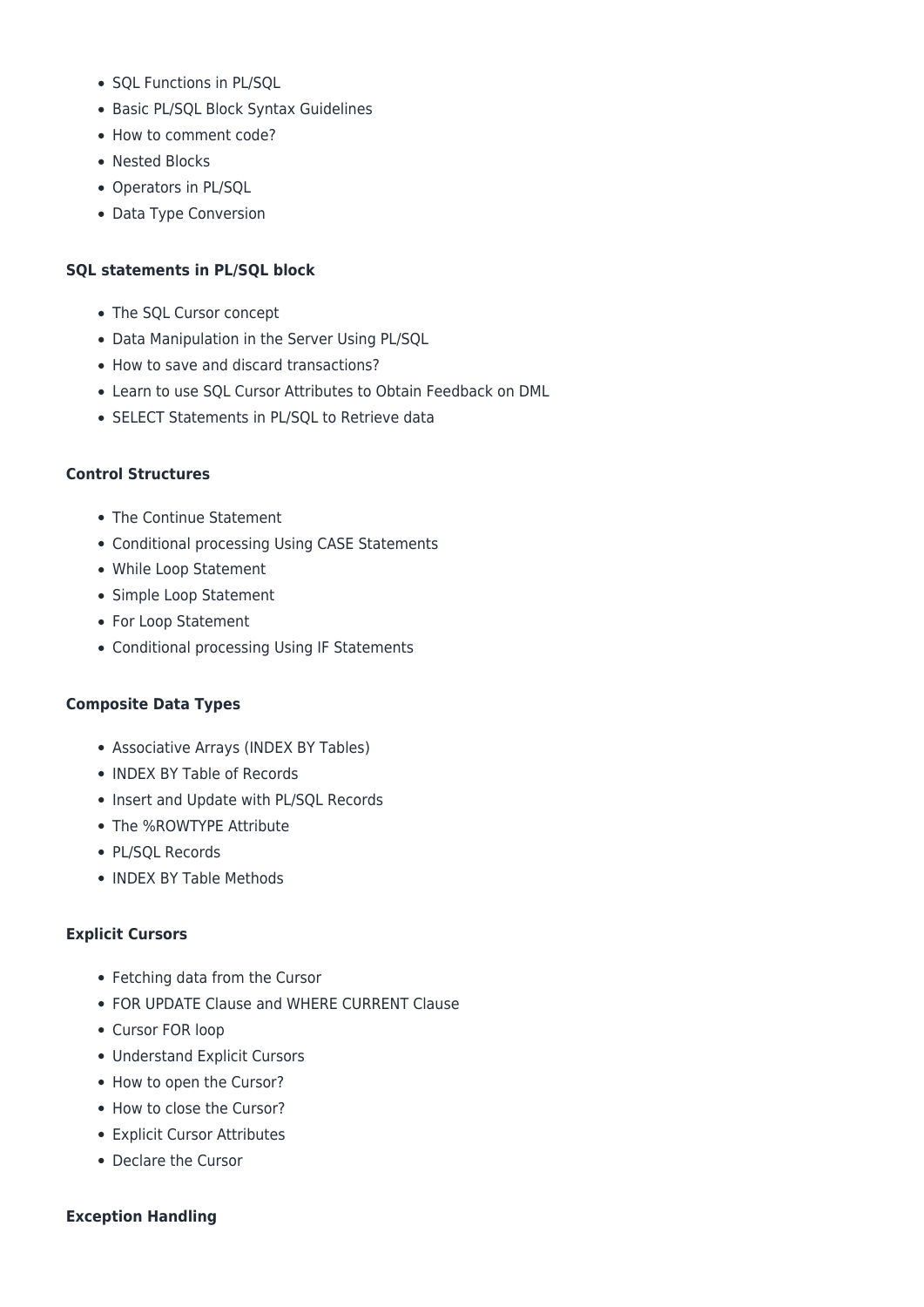- SQL Functions in PL/SQL
- Basic PL/SQL Block Syntax Guidelines
- How to comment code?
- Nested Blocks
- Operators in PL/SQL
- Data Type Conversion

**SQL statements in PL/SQL block**

- The SQL Cursor concept
- Data Manipulation in the Server Using PL/SQL
- How to save and discard transactions?
- Learn to use SQL Cursor Attributes to Obtain Feedback on DML
- SELECT Statements in PL/SQL to Retrieve data

**Control Structures**

- The Continue Statement
- Conditional processing Using CASE Statements
- While Loop Statement
- Simple Loop Statement
- For Loop Statement
- Conditional processing Using IF Statements

**Composite Data Types**

- Associative Arrays (INDEX BY Tables)
- INDEX BY Table of Records
- Insert and Update with PL/SQL Records
- The %ROWTYPE Attribute
- PL/SQL Records
- INDEX BY Table Methods

**Explicit Cursors**

- Fetching data from the Cursor
- FOR UPDATE Clause and WHERE CURRENT Clause
- Cursor FOR loop
- Understand Explicit Cursors
- How to open the Cursor?
- How to close the Cursor?
- Explicit Cursor Attributes
- Declare the Cursor

**Exception Handling**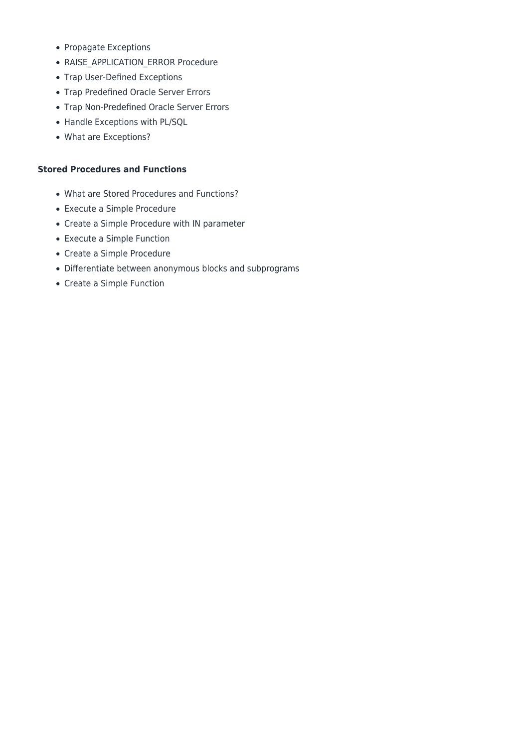- Propagate Exceptions
- RAISE_APPLICATION_ERROR Procedure
- Trap User-Defined Exceptions
- Trap Predefined Oracle Server Errors
- Trap Non-Predefined Oracle Server Errors
- Handle Exceptions with PL/SQL
- What are Exceptions?

**Stored Procedures and Functions**

- What are Stored Procedures and Functions?
- Execute a Simple Procedure
- Create a Simple Procedure with IN parameter
- Execute a Simple Function
- Create a Simple Procedure
- Differentiate between anonymous blocks and subprograms
- Create a Simple Function